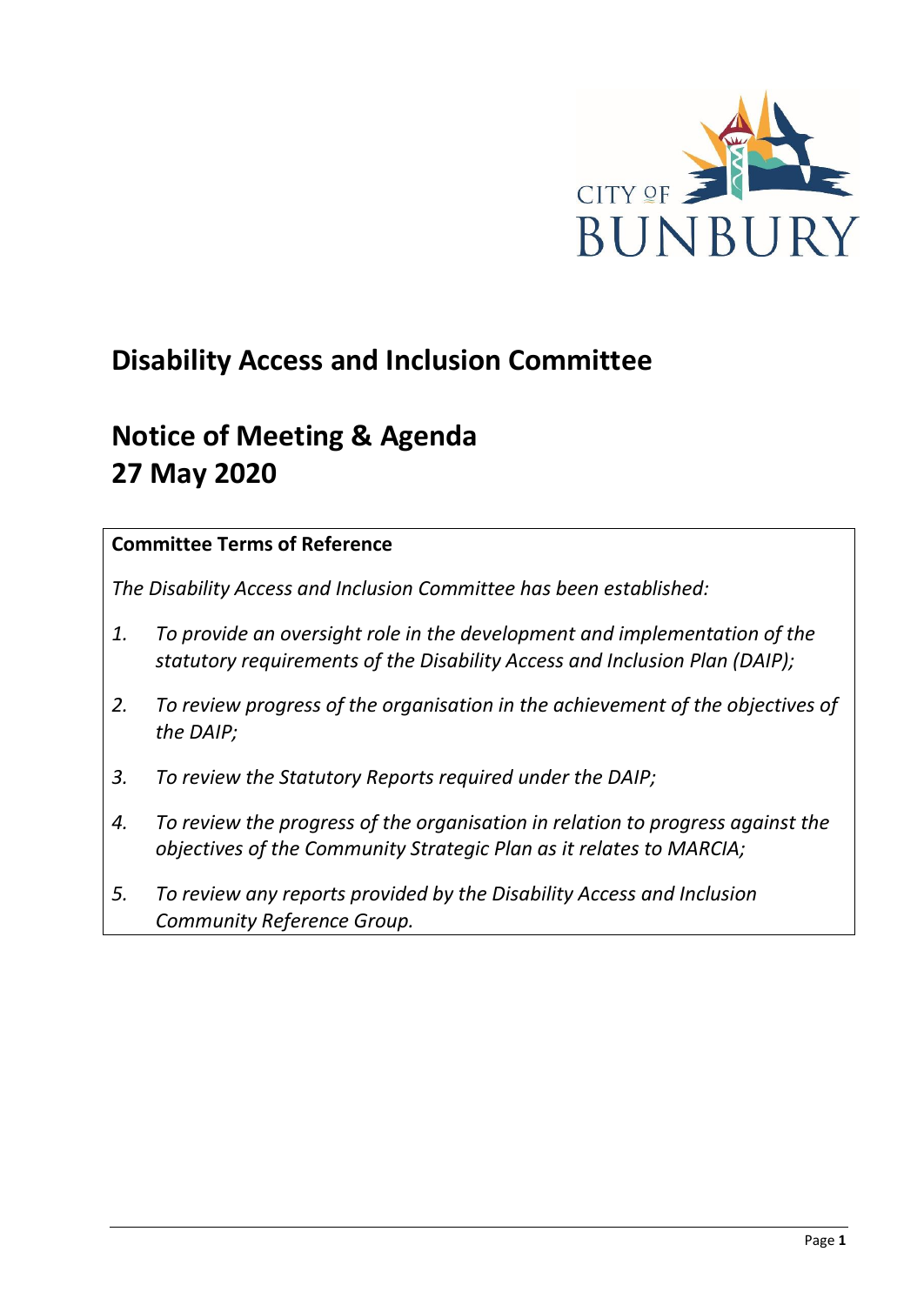CITY OF BUNBURY

# Disability Access and Inclusion Committee

# Notice of Meeting & Agenda
# 27 May 2020

**Committee Terms of Reference**

*The Disability Access and Inclusion Committee has been established:*

1. *To provide an oversight role in the development and implementation of the statutory requirements of the Disability Access and Inclusion Plan (DAIP);*
2. *To review progress of the organisation in the achievement of the objectives of the DAIP;*
3. *To review the Statutory Reports required under the DAIP;*
4. *To review the progress of the organisation in relation to progress against the objectives of the Community Strategic Plan as it relates to MARCIA;*
5. *To review any reports provided by the Disability Access and Inclusion Community Reference Group.*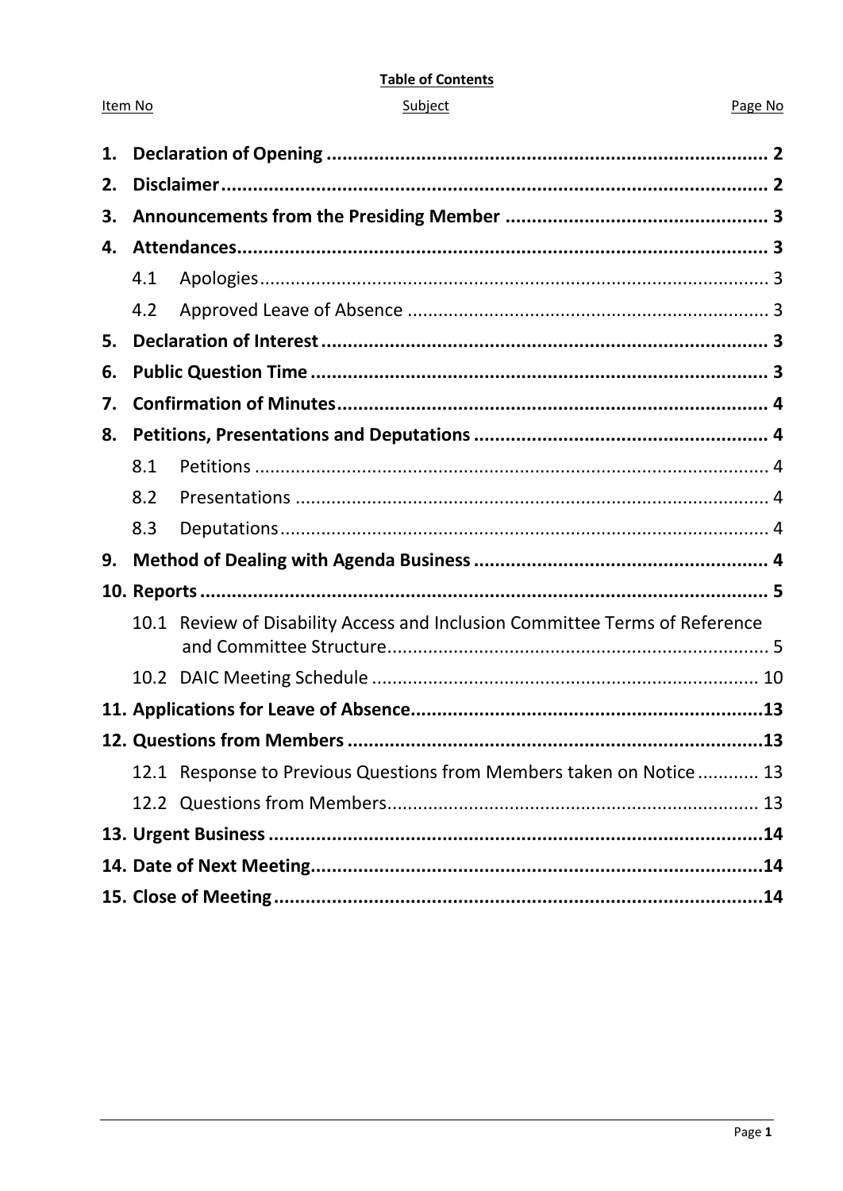**Table of Contents**

| Item No | Subject | Page No |
|---|---|---|
| **1.** | **Declaration of Opening** | **2** |
| **2.** | **Disclaimer** | **2** |
| **3.** | **Announcements from the Presiding Member** | **3** |
| **4.** | **Attendances** | **3** |
| 4.1 | Apologies | 3 |
| 4.2 | Approved Leave of Absence | 3 |
| **5.** | **Declaration of Interest** | **3** |
| **6.** | **Public Question Time** | **3** |
| **7.** | **Confirmation of Minutes** | **4** |
| **8.** | **Petitions, Presentations and Deputations** | **4** |
| 8.1 | Petitions | 4 |
| 8.2 | Presentations | 4 |
| 8.3 | Deputations | 4 |
| **9.** | **Method of Dealing with Agenda Business** | **4** |
| **10.** | **Reports** | **5** |
| 10.1 | Review of Disability Access and Inclusion Committee Terms of Reference and Committee Structure | 5 |
| 10.2 | DAIC Meeting Schedule | 10 |
| **11.** | **Applications for Leave of Absence** | **13** |
| **12.** | **Questions from Members** | **13** |
| 12.1 | Response to Previous Questions from Members taken on Notice | 13 |
| 12.2 | Questions from Members | 13 |
| **13.** | **Urgent Business** | **14** |
| **14.** | **Date of Next Meeting** | **14** |
| **15.** | **Close of Meeting** | **14** |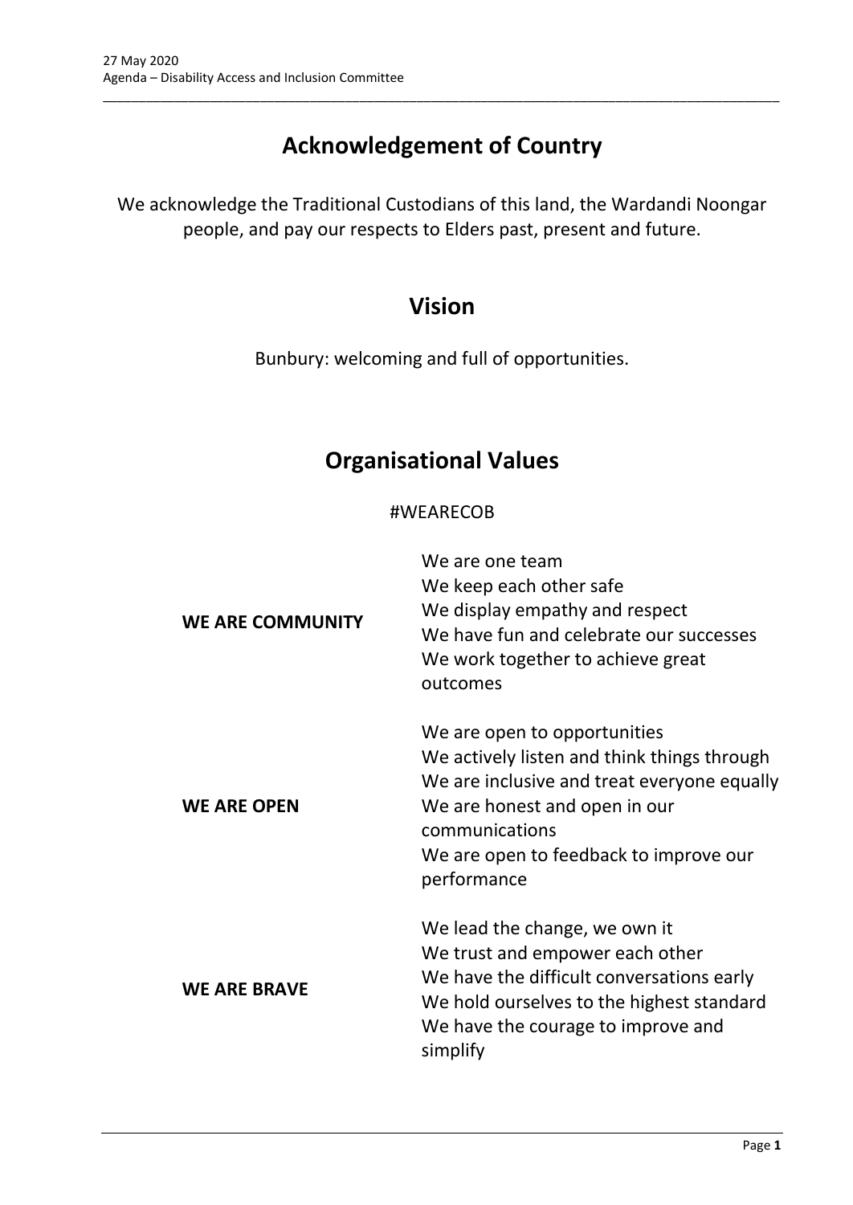## Acknowledgement of Country

We acknowledge the Traditional Custodians of this land, the Wardandi Noongar people, and pay our respects to Elders past, present and future.

## Vision

Bunbury: welcoming and full of opportunities.

## Organisational Values

#WEARECOB

| | |
|---|---|
| **WE ARE COMMUNITY** | We are one team<br>We keep each other safe<br>We display empathy and respect<br>We have fun and celebrate our successes<br>We work together to achieve great outcomes |
| **WE ARE OPEN** | We are open to opportunities<br>We actively listen and think things through<br>We are inclusive and treat everyone equally<br>We are honest and open in our communications<br>We are open to feedback to improve our performance |
| **WE ARE BRAVE** | We lead the change, we own it<br>We trust and empower each other<br>We have the difficult conversations early<br>We hold ourselves to the highest standard<br>We have the courage to improve and simplify |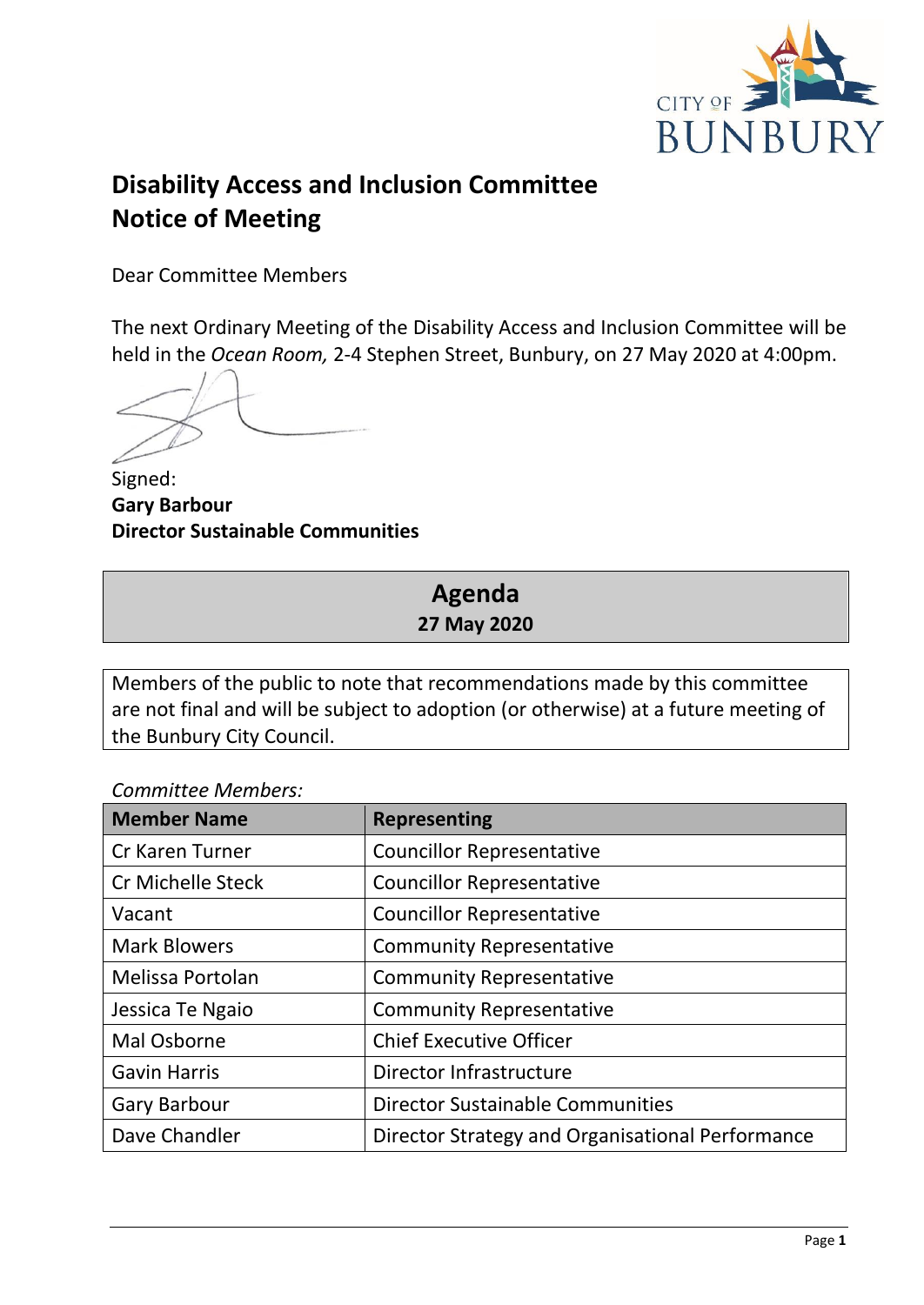# Disability Access and Inclusion Committee
# Notice of Meeting

Dear Committee Members

The next Ordinary Meeting of the Disability Access and Inclusion Committee will be held in the *Ocean Room,* 2-4 Stephen Street, Bunbury, on 27 May 2020 at 4:00pm.

Signed:
**Gary Barbour**
**Director Sustainable Communities**

## Agenda
**27 May 2020**

Members of the public to note that recommendations made by this committee are not final and will be subject to adoption (or otherwise) at a future meeting of the Bunbury City Council.

*Committee Members:*

| Member Name | Representing |
|---|---|
| Cr Karen Turner | Councillor Representative |
| Cr Michelle Steck | Councillor Representative |
| Vacant | Councillor Representative |
| Mark Blowers | Community Representative |
| Melissa Portolan | Community Representative |
| Jessica Te Ngaio | Community Representative |
| Mal Osborne | Chief Executive Officer |
| Gavin Harris | Director Infrastructure |
| Gary Barbour | Director Sustainable Communities |
| Dave Chandler | Director Strategy and Organisational Performance |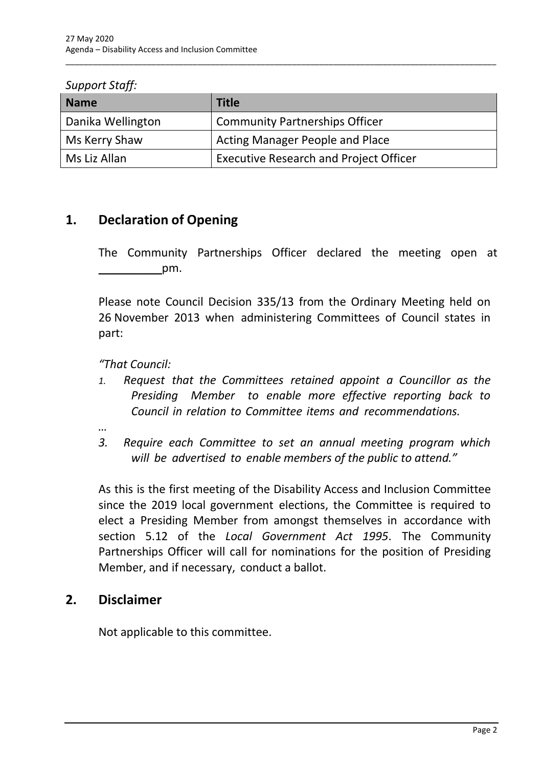*Support Staff:*

| Name | Title |
|---|---|
| Danika Wellington | Community Partnerships Officer |
| Ms Kerry Shaw | Acting Manager People and Place |
| Ms Liz Allan | Executive Research and Project Officer |

## 1. Declaration of Opening

The Community Partnerships Officer declared the meeting open at __________pm.

Please note Council Decision 335/13 from the Ordinary Meeting held on 26 November 2013 when administering Committees of Council states in part:

*"That Council:*

*1. Request that the Committees retained appoint a Councillor as the Presiding Member to enable more effective reporting back to Council in relation to Committee items and recommendations.*

*…*

*3. Require each Committee to set an annual meeting program which will be advertised to enable members of the public to attend."*

As this is the first meeting of the Disability Access and Inclusion Committee since the 2019 local government elections, the Committee is required to elect a Presiding Member from amongst themselves in accordance with section 5.12 of the *Local Government Act 1995*. The Community Partnerships Officer will call for nominations for the position of Presiding Member, and if necessary, conduct a ballot.

## 2. Disclaimer

Not applicable to this committee.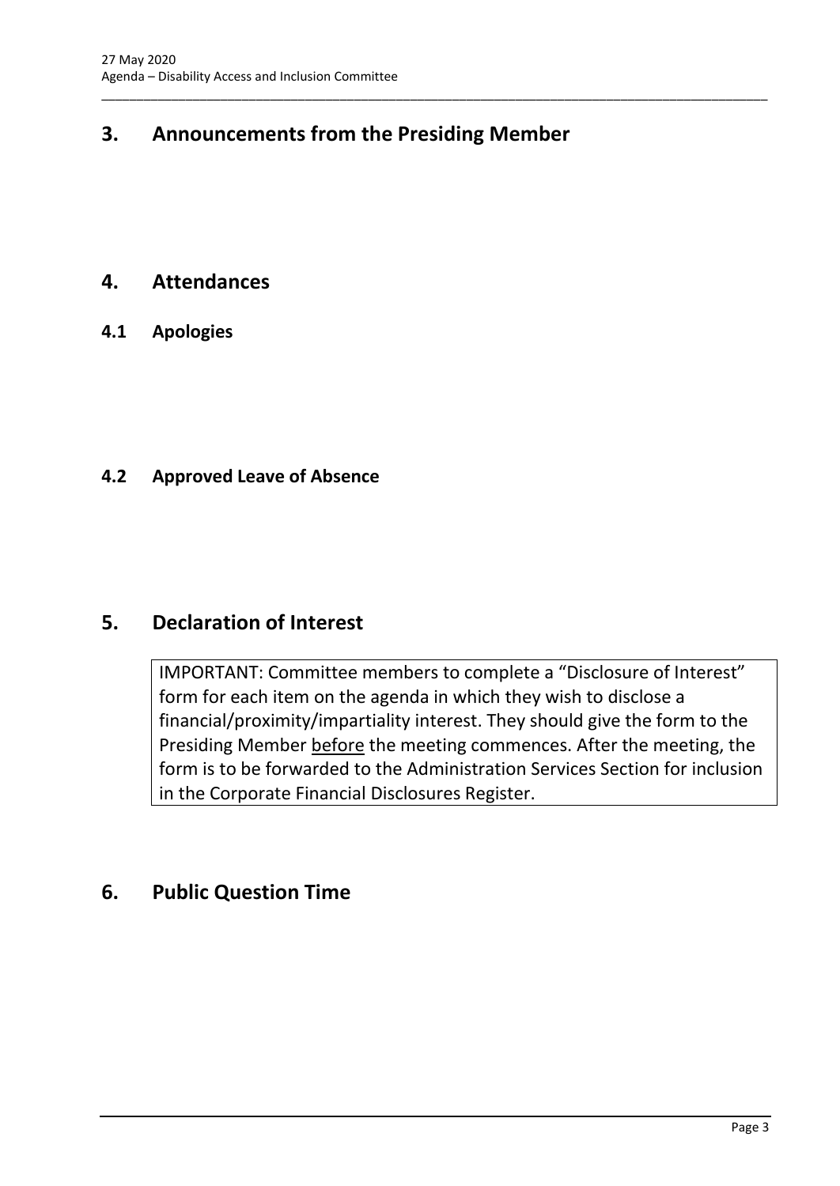# 3. Announcements from the Presiding Member

# 4. Attendances

## 4.1 Apologies

## 4.2 Approved Leave of Absence

# 5. Declaration of Interest

IMPORTANT: Committee members to complete a “Disclosure of Interest” form for each item on the agenda in which they wish to disclose a financial/proximity/impartiality interest. They should give the form to the Presiding Member <u>before</u> the meeting commences. After the meeting, the form is to be forwarded to the Administration Services Section for inclusion in the Corporate Financial Disclosures Register.

# 6. Public Question Time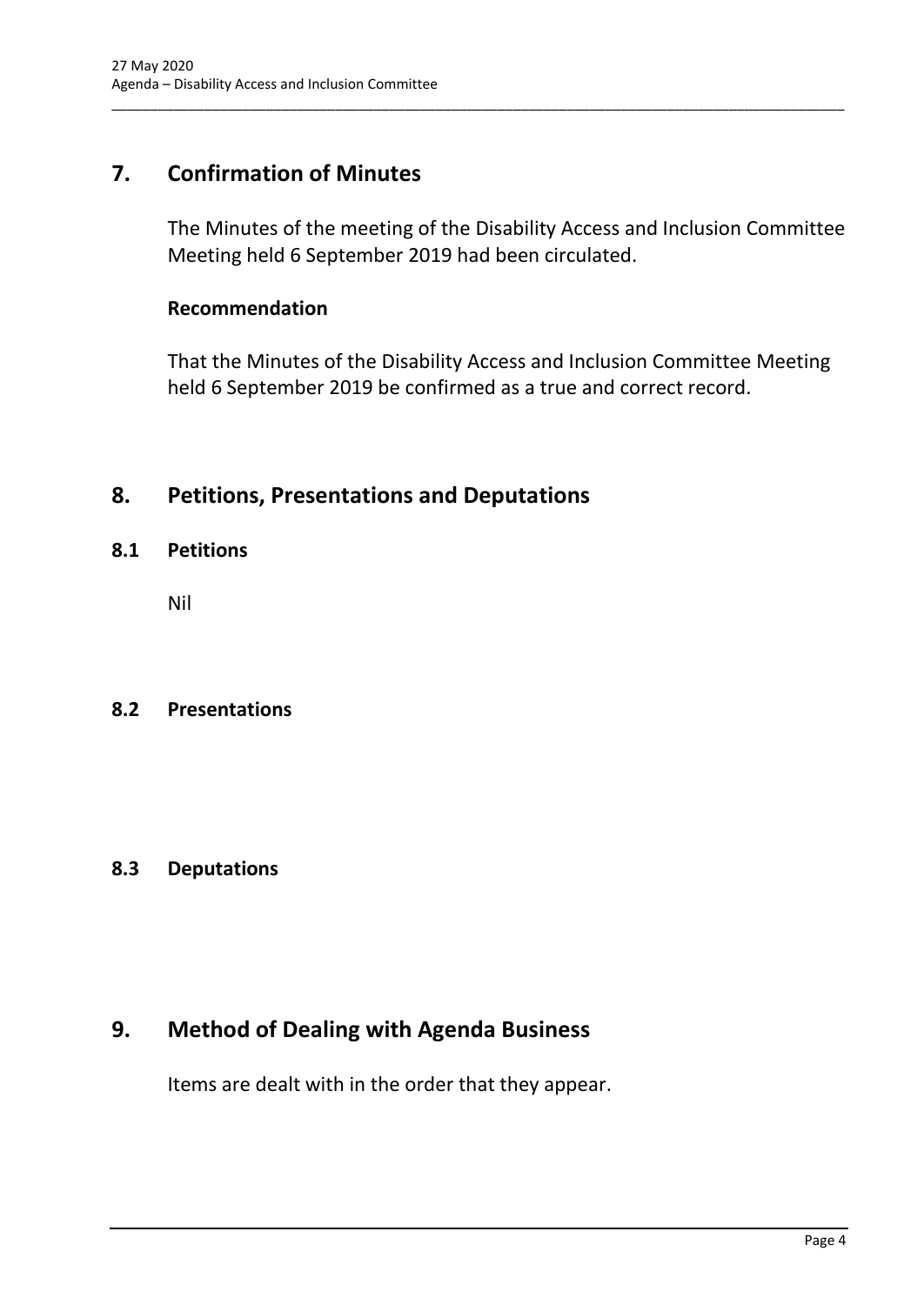## 7. Confirmation of Minutes

The Minutes of the meeting of the Disability Access and Inclusion Committee Meeting held 6 September 2019 had been circulated.

**Recommendation**

That the Minutes of the Disability Access and Inclusion Committee Meeting held 6 September 2019 be confirmed as a true and correct record.

## 8. Petitions, Presentations and Deputations

### 8.1 Petitions

Nil

### 8.2 Presentations

### 8.3 Deputations

## 9. Method of Dealing with Agenda Business

Items are dealt with in the order that they appear.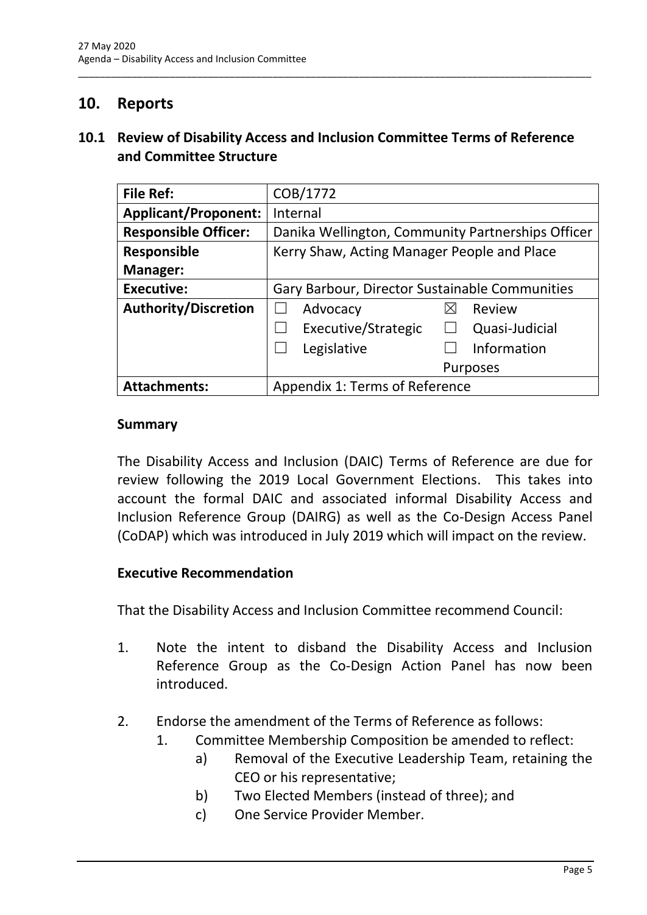## 10. Reports

### 10.1 Review of Disability Access and Inclusion Committee Terms of Reference and Committee Structure

| **File Ref:** | COB/1772 |
| --- | --- |
| **Applicant/Proponent:** | Internal |
| **Responsible Officer:** | Danika Wellington, Community Partnerships Officer |
| **Responsible Manager:** | Kerry Shaw, Acting Manager People and Place |
| **Executive:** | Gary Barbour, Director Sustainable Communities |
| **Authority/Discretion** | ☐ Advocacy ☒ Review ☐ Executive/Strategic ☐ Quasi-Judicial ☐ Legislative ☐ Information Purposes |
| **Attachments:** | Appendix 1: Terms of Reference |

**Summary**

The Disability Access and Inclusion (DAIC) Terms of Reference are due for review following the 2019 Local Government Elections. This takes into account the formal DAIC and associated informal Disability Access and Inclusion Reference Group (DAIRG) as well as the Co-Design Access Panel (CoDAP) which was introduced in July 2019 which will impact on the review.

**Executive Recommendation**

That the Disability Access and Inclusion Committee recommend Council:

1. Note the intent to disband the Disability Access and Inclusion Reference Group as the Co-Design Action Panel has now been introduced.

2. Endorse the amendment of the Terms of Reference as follows:
   1. Committee Membership Composition be amended to reflect:
      a) Removal of the Executive Leadership Team, retaining the CEO or his representative;
      b) Two Elected Members (instead of three); and
      c) One Service Provider Member.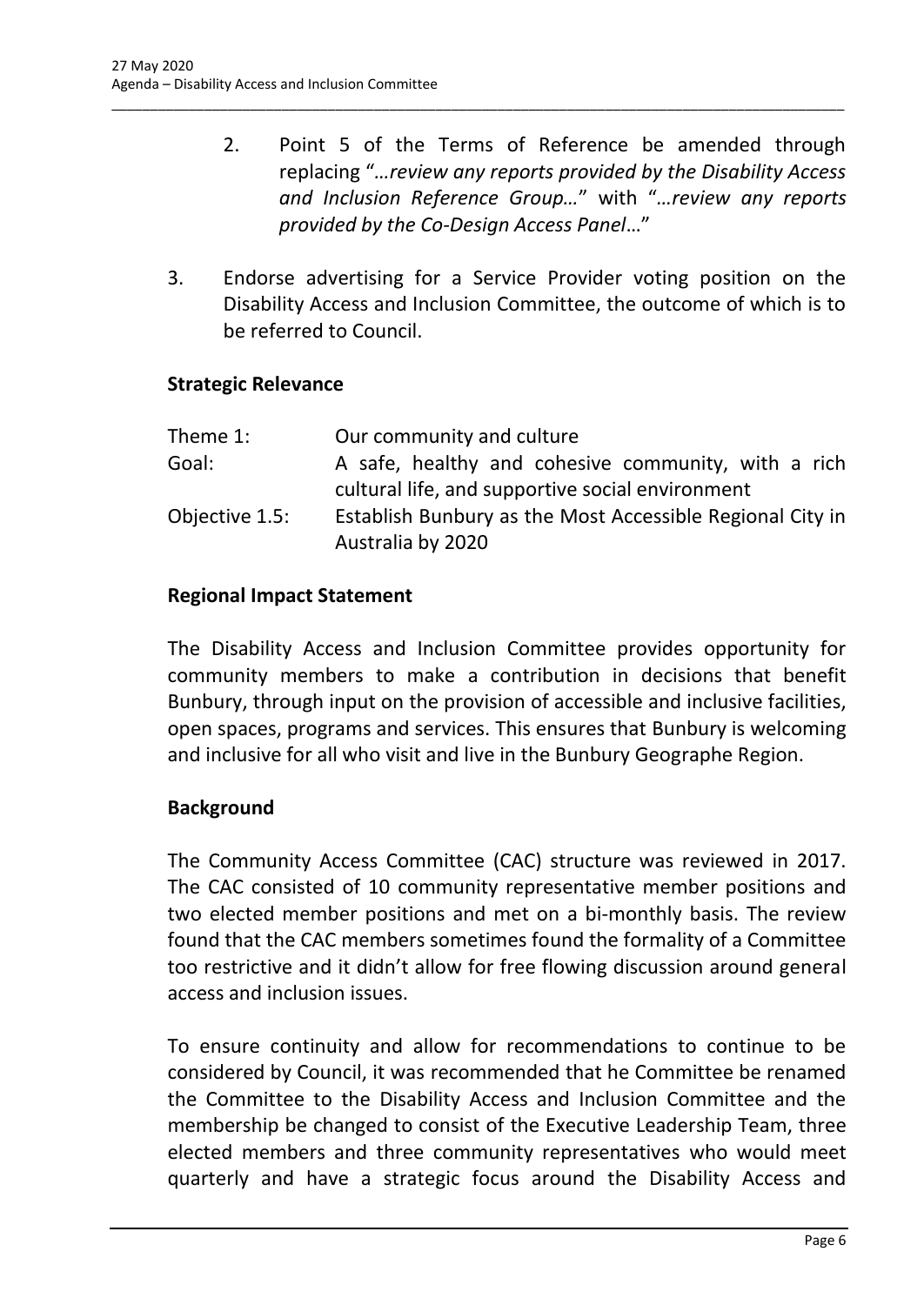2. Point 5 of the Terms of Reference be amended through replacing "*…review any reports provided by the Disability Access and Inclusion Reference Group…*" with "*…review any reports provided by the Co-Design Access Panel…*"

3. Endorse advertising for a Service Provider voting position on the Disability Access and Inclusion Committee, the outcome of which is to be referred to Council.

**Strategic Relevance**

| | |
|---|---|
| Theme 1: | Our community and culture |
| Goal: | A safe, healthy and cohesive community, with a rich cultural life, and supportive social environment |
| Objective 1.5: | Establish Bunbury as the Most Accessible Regional City in Australia by 2020 |

**Regional Impact Statement**

The Disability Access and Inclusion Committee provides opportunity for community members to make a contribution in decisions that benefit Bunbury, through input on the provision of accessible and inclusive facilities, open spaces, programs and services. This ensures that Bunbury is welcoming and inclusive for all who visit and live in the Bunbury Geographe Region.

**Background**

The Community Access Committee (CAC) structure was reviewed in 2017. The CAC consisted of 10 community representative member positions and two elected member positions and met on a bi-monthly basis. The review found that the CAC members sometimes found the formality of a Committee too restrictive and it didn't allow for free flowing discussion around general access and inclusion issues.

To ensure continuity and allow for recommendations to continue to be considered by Council, it was recommended that he Committee be renamed the Committee to the Disability Access and Inclusion Committee and the membership be changed to consist of the Executive Leadership Team, three elected members and three community representatives who would meet quarterly and have a strategic focus around the Disability Access and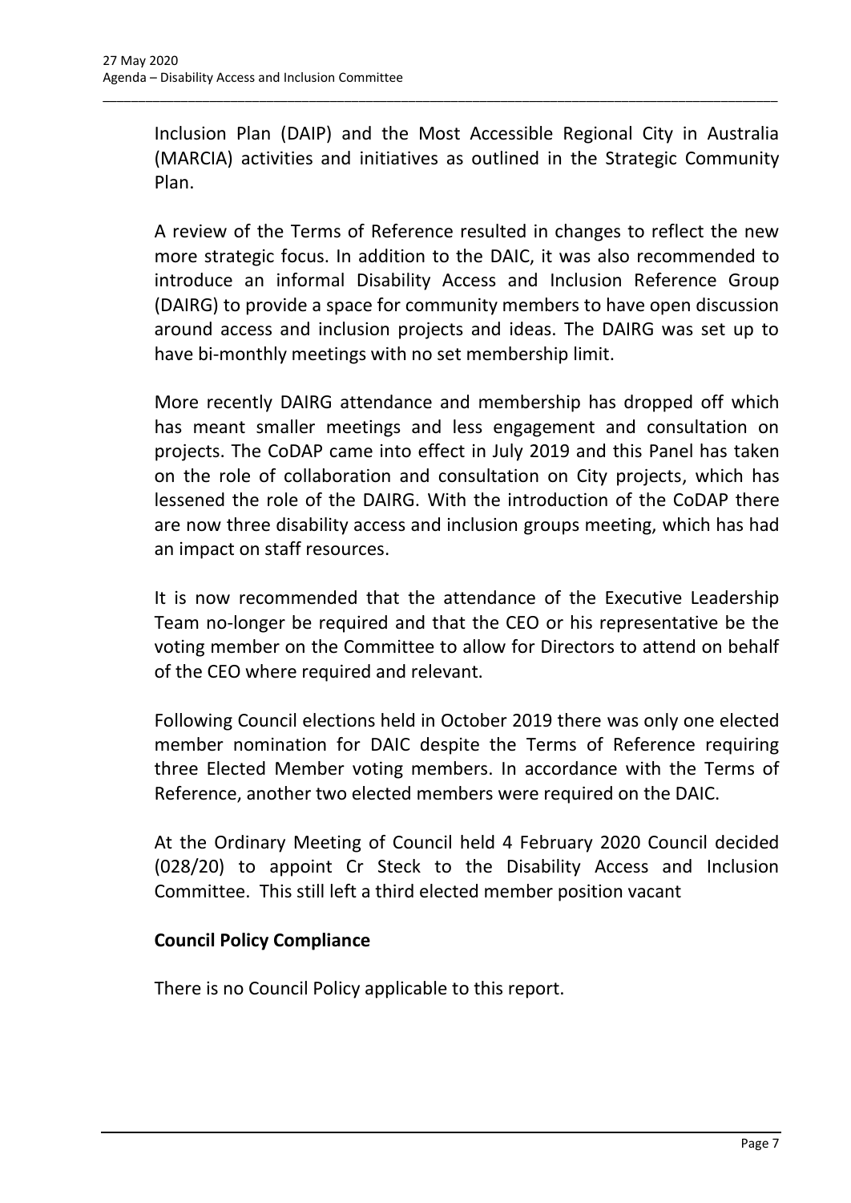Inclusion Plan (DAIP) and the Most Accessible Regional City in Australia (MARCIA) activities and initiatives as outlined in the Strategic Community Plan.

A review of the Terms of Reference resulted in changes to reflect the new more strategic focus. In addition to the DAIC, it was also recommended to introduce an informal Disability Access and Inclusion Reference Group (DAIRG) to provide a space for community members to have open discussion around access and inclusion projects and ideas. The DAIRG was set up to have bi-monthly meetings with no set membership limit.

More recently DAIRG attendance and membership has dropped off which has meant smaller meetings and less engagement and consultation on projects. The CoDAP came into effect in July 2019 and this Panel has taken on the role of collaboration and consultation on City projects, which has lessened the role of the DAIRG. With the introduction of the CoDAP there are now three disability access and inclusion groups meeting, which has had an impact on staff resources.

It is now recommended that the attendance of the Executive Leadership Team no-longer be required and that the CEO or his representative be the voting member on the Committee to allow for Directors to attend on behalf of the CEO where required and relevant.

Following Council elections held in October 2019 there was only one elected member nomination for DAIC despite the Terms of Reference requiring three Elected Member voting members. In accordance with the Terms of Reference, another two elected members were required on the DAIC.

At the Ordinary Meeting of Council held 4 February 2020 Council decided (028/20) to appoint Cr Steck to the Disability Access and Inclusion Committee. This still left a third elected member position vacant

**Council Policy Compliance**

There is no Council Policy applicable to this report.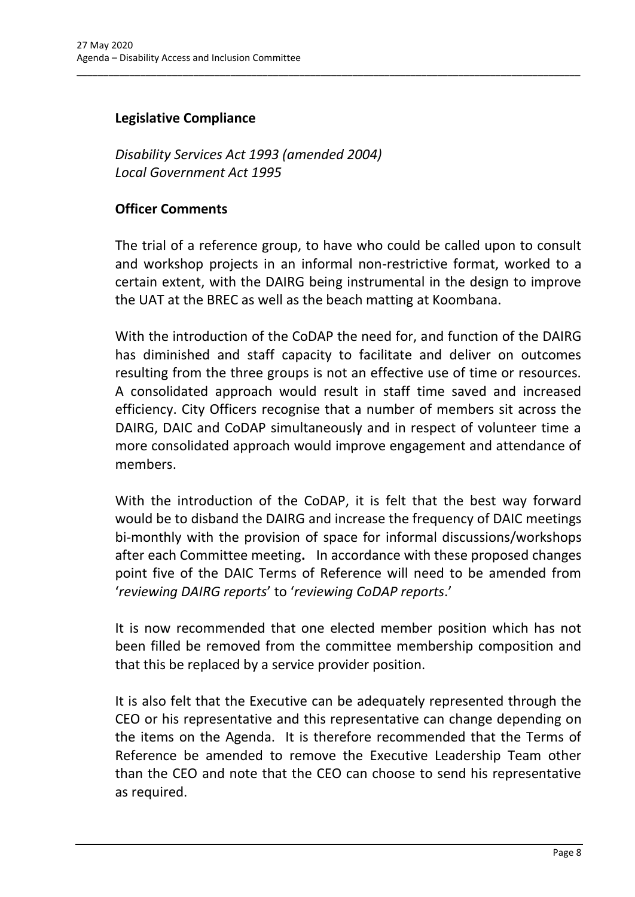## Legislative Compliance

*Disability Services Act 1993 (amended 2004)*
*Local Government Act 1995*

## Officer Comments

The trial of a reference group, to have who could be called upon to consult and workshop projects in an informal non-restrictive format, worked to a certain extent, with the DAIRG being instrumental in the design to improve the UAT at the BREC as well as the beach matting at Koombana.

With the introduction of the CoDAP the need for, and function of the DAIRG has diminished and staff capacity to facilitate and deliver on outcomes resulting from the three groups is not an effective use of time or resources. A consolidated approach would result in staff time saved and increased efficiency. City Officers recognise that a number of members sit across the DAIRG, DAIC and CoDAP simultaneously and in respect of volunteer time a more consolidated approach would improve engagement and attendance of members.

With the introduction of the CoDAP, it is felt that the best way forward would be to disband the DAIRG and increase the frequency of DAIC meetings bi-monthly with the provision of space for informal discussions/workshops after each Committee meeting**.** In accordance with these proposed changes point five of the DAIC Terms of Reference will need to be amended from '*reviewing DAIRG reports*' to '*reviewing CoDAP reports*.'

It is now recommended that one elected member position which has not been filled be removed from the committee membership composition and that this be replaced by a service provider position.

It is also felt that the Executive can be adequately represented through the CEO or his representative and this representative can change depending on the items on the Agenda. It is therefore recommended that the Terms of Reference be amended to remove the Executive Leadership Team other than the CEO and note that the CEO can choose to send his representative as required.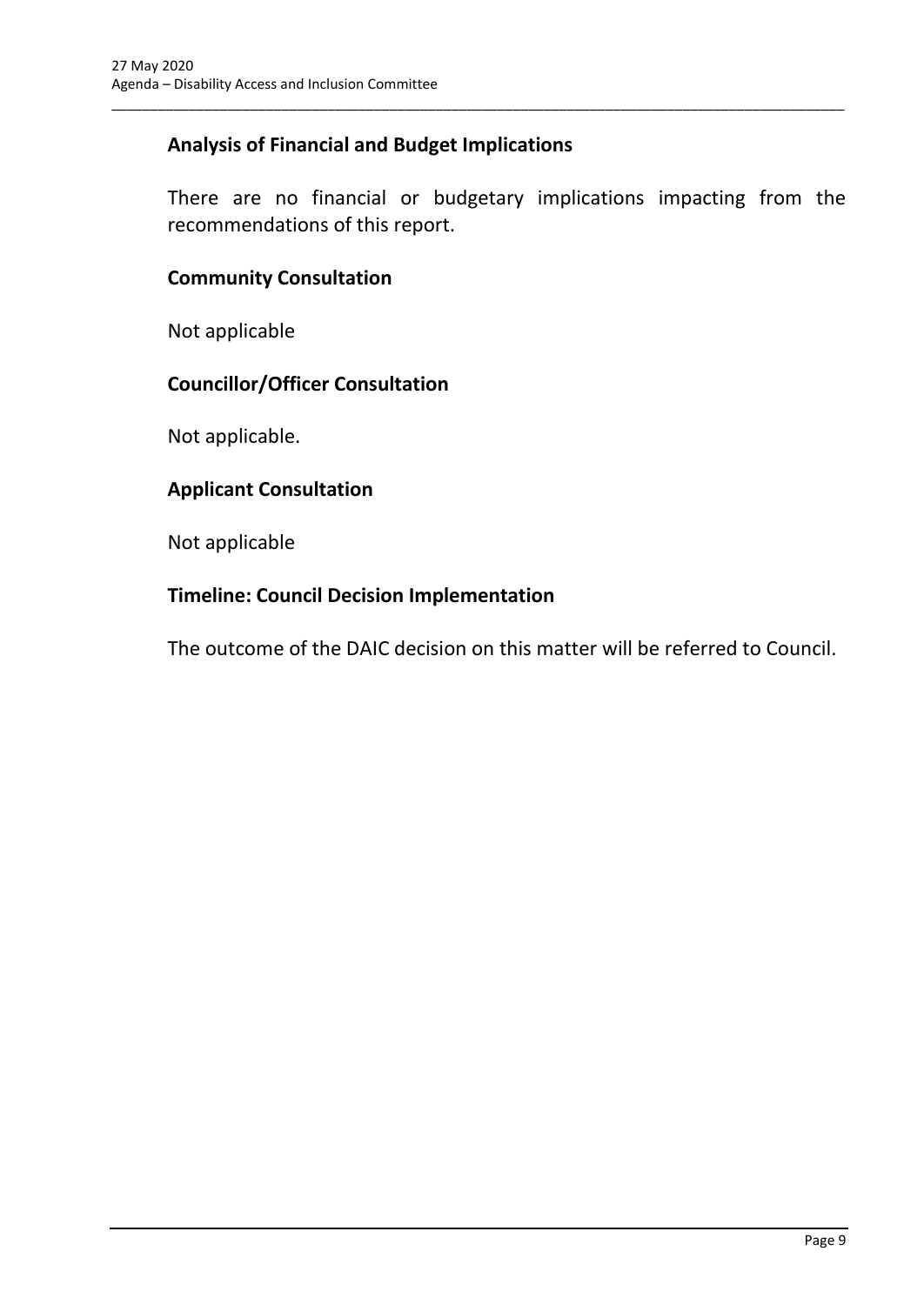## Analysis of Financial and Budget Implications

There are no financial or budgetary implications impacting from the recommendations of this report.

## Community Consultation

Not applicable

## Councillor/Officer Consultation

Not applicable.

## Applicant Consultation

Not applicable

## Timeline: Council Decision Implementation

The outcome of the DAIC decision on this matter will be referred to Council.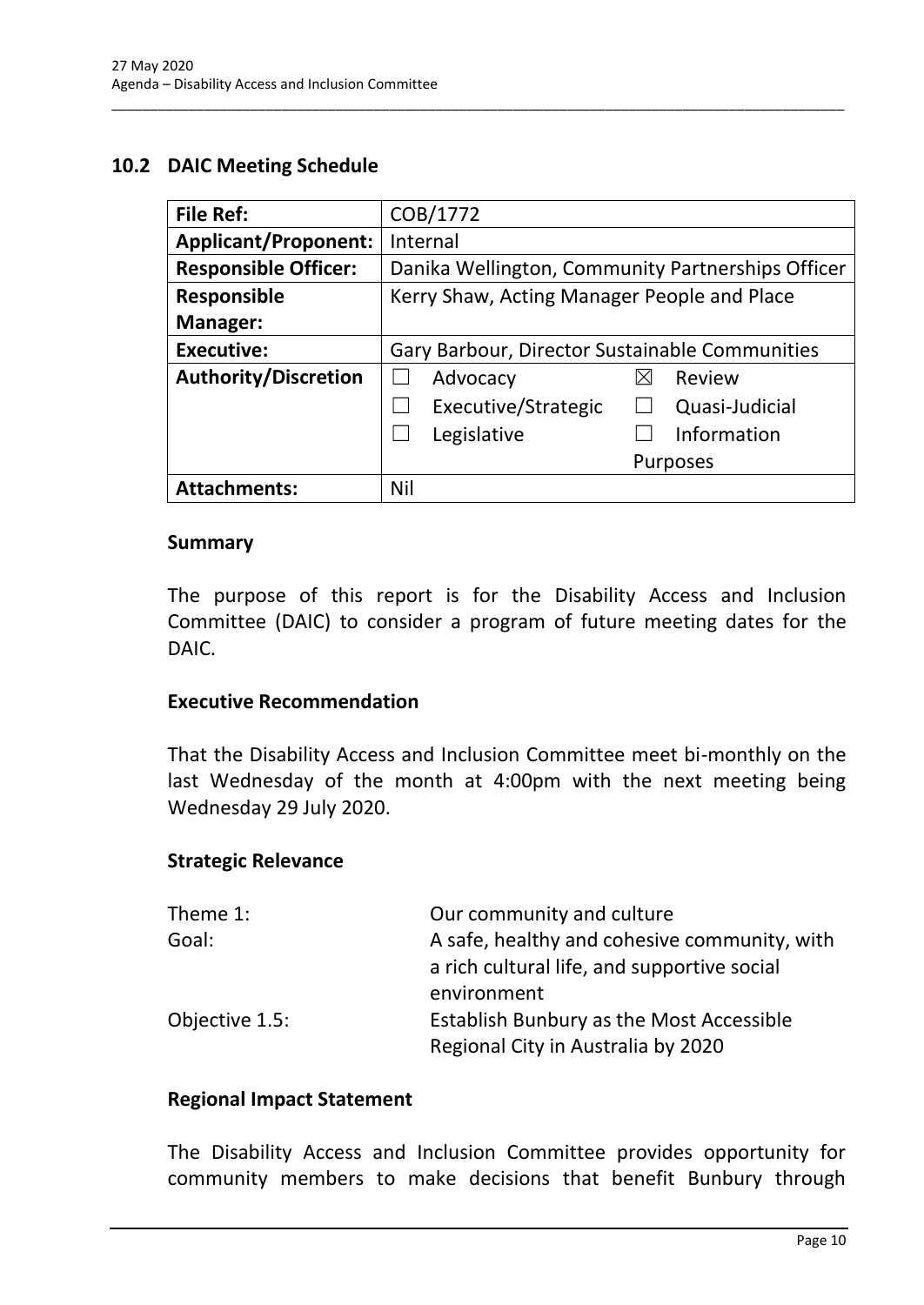## 10.2 DAIC Meeting Schedule

| File Ref: | COB/1772 |
|---|---|
| **Applicant/Proponent:** | Internal |
| **Responsible Officer:** | Danika Wellington, Community Partnerships Officer |
| **Responsible Manager:** | Kerry Shaw, Acting Manager People and Place |
| **Executive:** | Gary Barbour, Director Sustainable Communities |
| **Authority/Discretion** | ☐ Advocacy ☒ Review<br>☐ Executive/Strategic ☐ Quasi-Judicial<br>☐ Legislative ☐ Information Purposes |
| **Attachments:** | Nil |

### Summary

The purpose of this report is for the Disability Access and Inclusion Committee (DAIC) to consider a program of future meeting dates for the DAIC.

### Executive Recommendation

That the Disability Access and Inclusion Committee meet bi-monthly on the last Wednesday of the month at 4:00pm with the next meeting being Wednesday 29 July 2020.

### Strategic Relevance

| | |
|---|---|
| Theme 1: | Our community and culture |
| Goal: | A safe, healthy and cohesive community, with a rich cultural life, and supportive social environment |
| Objective 1.5: | Establish Bunbury as the Most Accessible Regional City in Australia by 2020 |

### Regional Impact Statement

The Disability Access and Inclusion Committee provides opportunity for community members to make decisions that benefit Bunbury through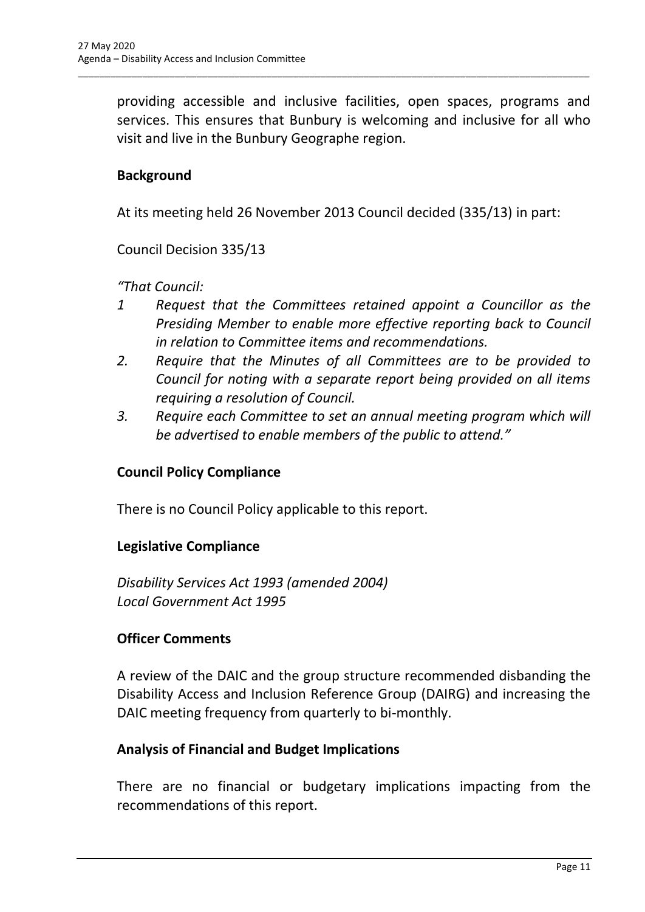providing accessible and inclusive facilities, open spaces, programs and services. This ensures that Bunbury is welcoming and inclusive for all who visit and live in the Bunbury Geographe region.

**Background**

At its meeting held 26 November 2013 Council decided (335/13) in part:

Council Decision 335/13

*"That Council:*

1. *Request that the Committees retained appoint a Councillor as the Presiding Member to enable more effective reporting back to Council in relation to Committee items and recommendations.*
2. *Require that the Minutes of all Committees are to be provided to Council for noting with a separate report being provided on all items requiring a resolution of Council.*
3. *Require each Committee to set an annual meeting program which will be advertised to enable members of the public to attend."*

**Council Policy Compliance**

There is no Council Policy applicable to this report.

**Legislative Compliance**

*Disability Services Act 1993 (amended 2004)*
*Local Government Act 1995*

**Officer Comments**

A review of the DAIC and the group structure recommended disbanding the Disability Access and Inclusion Reference Group (DAIRG) and increasing the DAIC meeting frequency from quarterly to bi-monthly.

**Analysis of Financial and Budget Implications**

There are no financial or budgetary implications impacting from the recommendations of this report.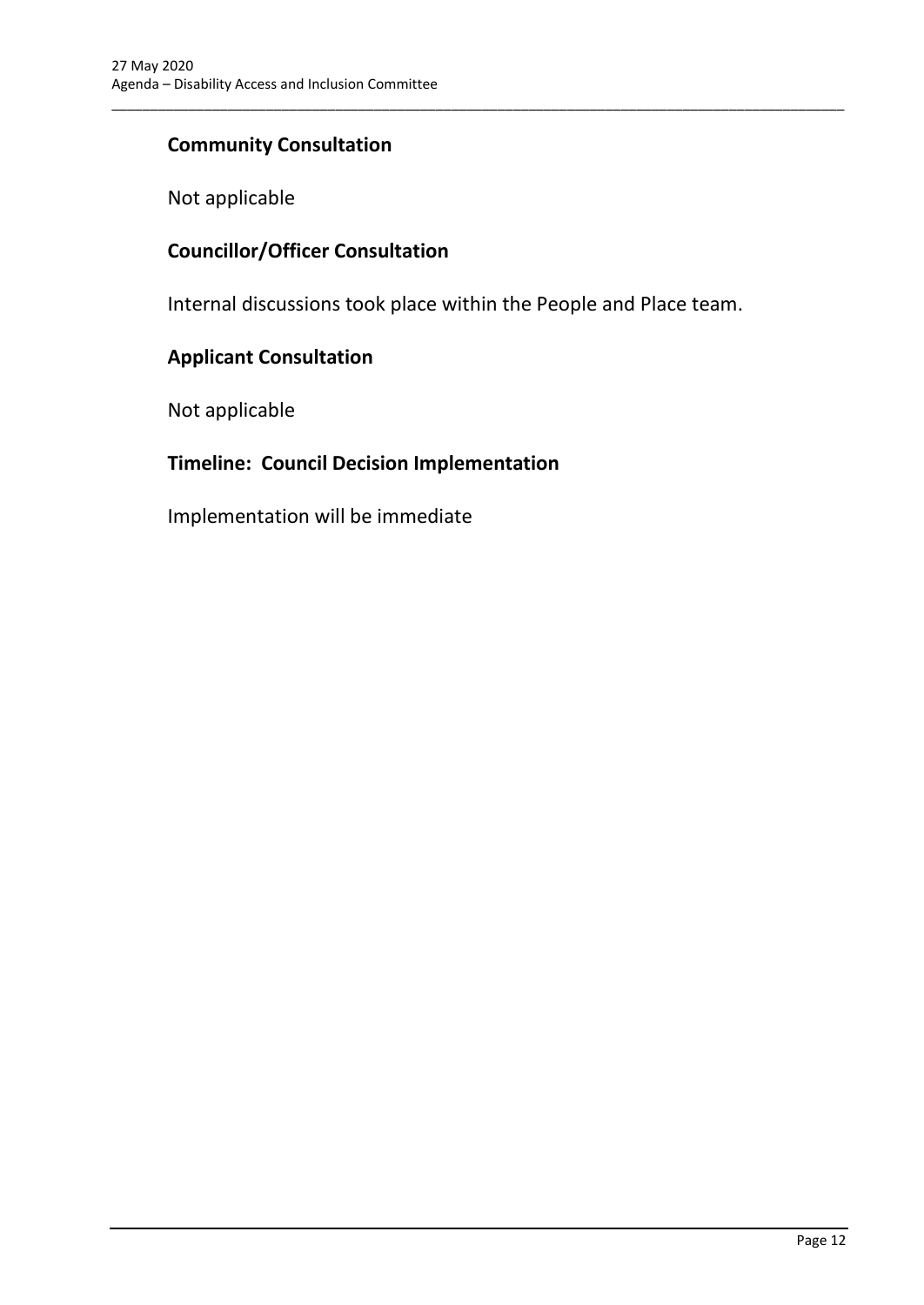## Community Consultation

Not applicable

## Councillor/Officer Consultation

Internal discussions took place within the People and Place team.

## Applicant Consultation

Not applicable

## Timeline: Council Decision Implementation

Implementation will be immediate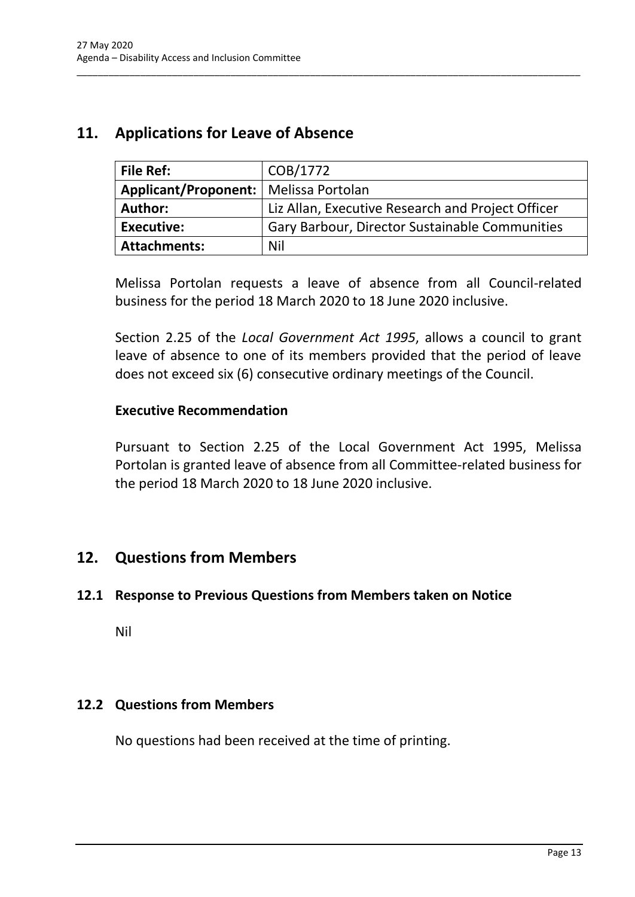## 11. Applications for Leave of Absence

| File Ref: | COB/1772 |
|---|---|
| Applicant/Proponent: | Melissa Portolan |
| Author: | Liz Allan, Executive Research and Project Officer |
| Executive: | Gary Barbour, Director Sustainable Communities |
| Attachments: | Nil |

Melissa Portolan requests a leave of absence from all Council-related business for the period 18 March 2020 to 18 June 2020 inclusive.

Section 2.25 of the *Local Government Act 1995*, allows a council to grant leave of absence to one of its members provided that the period of leave does not exceed six (6) consecutive ordinary meetings of the Council.

### Executive Recommendation

Pursuant to Section 2.25 of the Local Government Act 1995, Melissa Portolan is granted leave of absence from all Committee-related business for the period 18 March 2020 to 18 June 2020 inclusive.

## 12. Questions from Members

### 12.1 Response to Previous Questions from Members taken on Notice

Nil

### 12.2 Questions from Members

No questions had been received at the time of printing.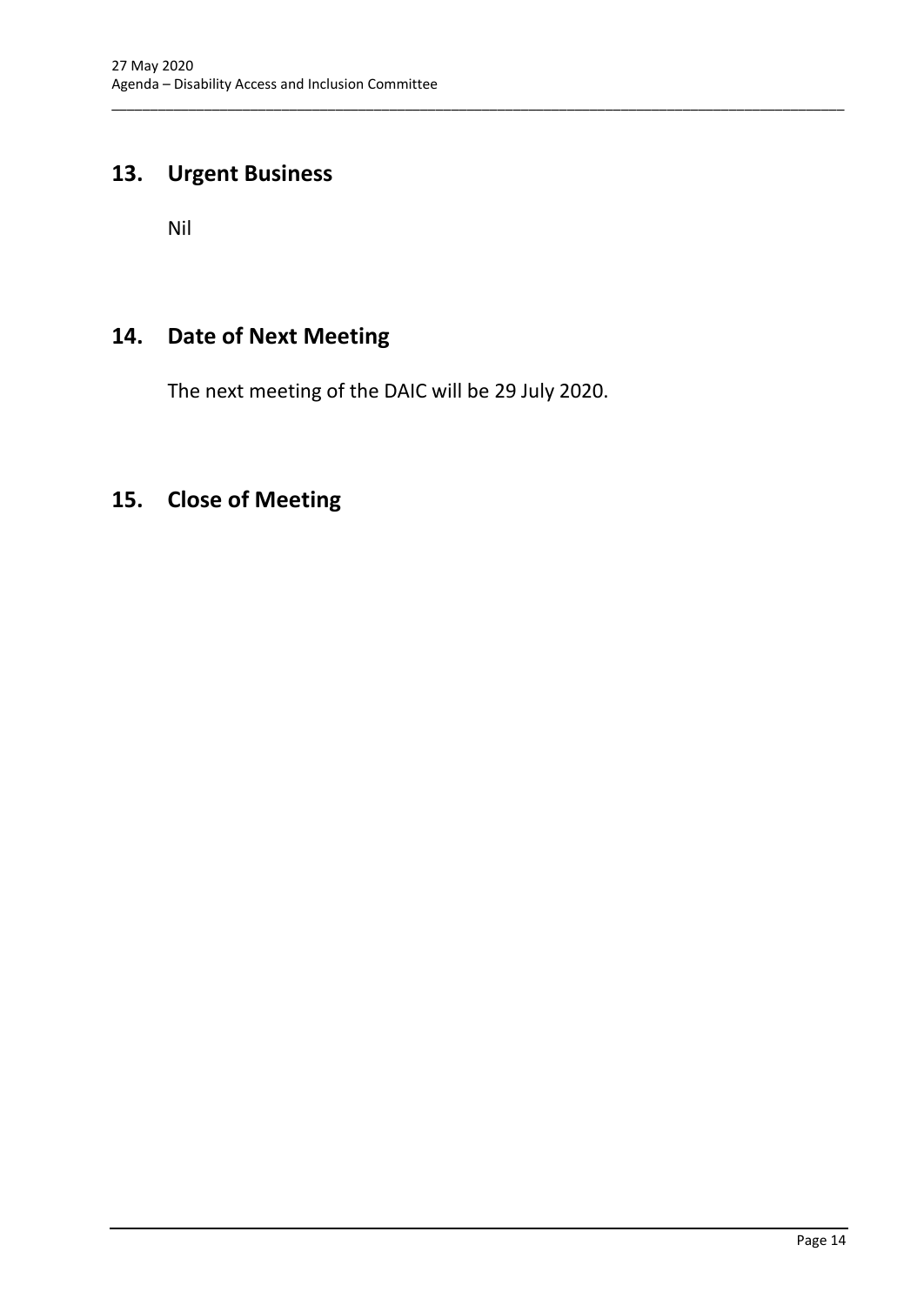## 13. Urgent Business

Nil

## 14. Date of Next Meeting

The next meeting of the DAIC will be 29 July 2020.

## 15. Close of Meeting